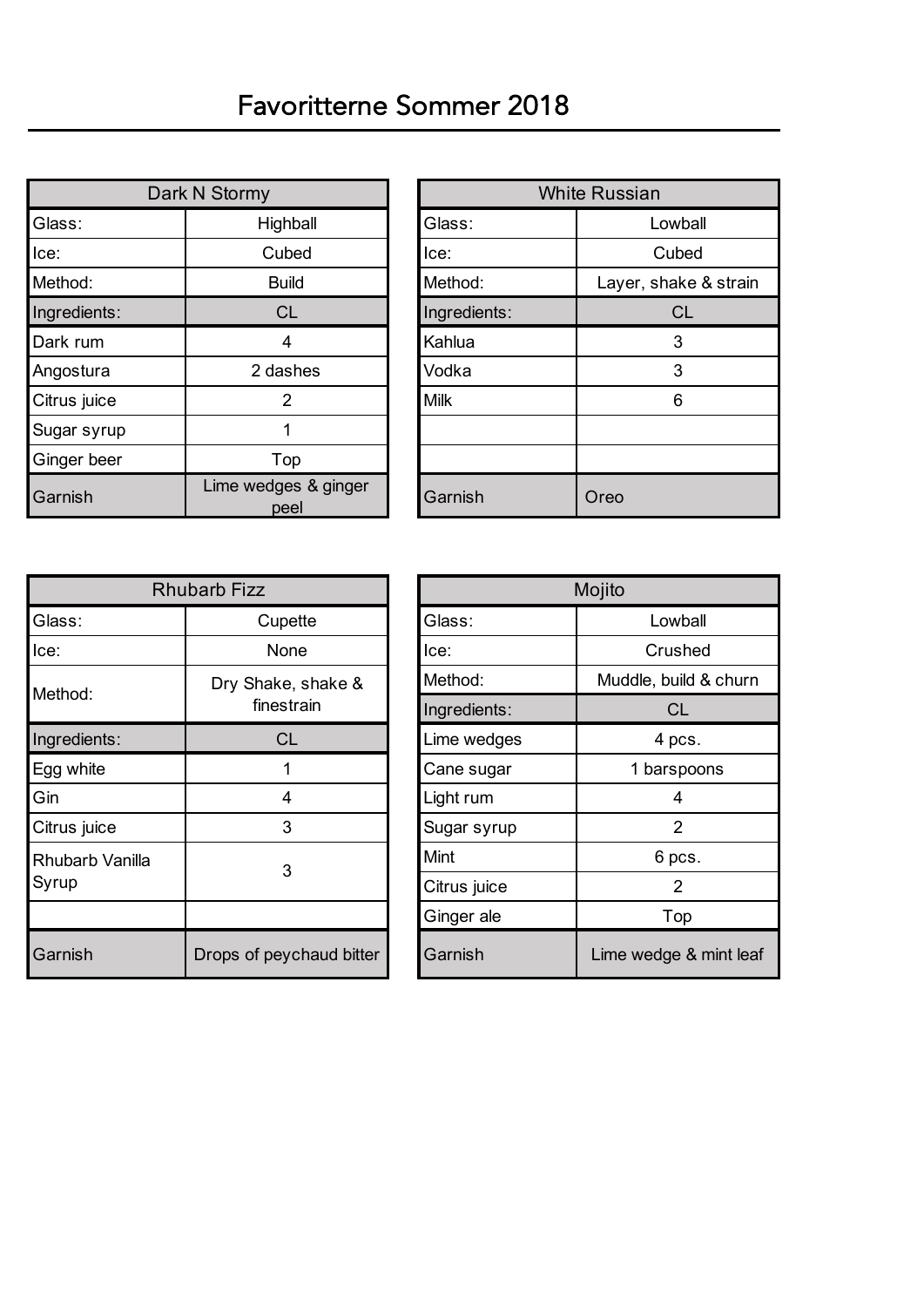# Favoritterne Sommer 2018

| Dark N Stormy | |
|---|---|
| Glass: | Highball |
| Ice: | Cubed |
| Method: | Build |
| Ingredients: | CL |
| Dark rum | 4 |
| Angostura | 2 dashes |
| Citrus juice | 2 |
| Sugar syrup | 1 |
| Ginger beer | Top |
| Garnish | Lime wedges & ginger peel |

| White Russian | |
|---|---|
| Glass: | Lowball |
| Ice: | Cubed |
| Method: | Layer, shake & strain |
| Ingredients: | CL |
| Kahlua | 3 |
| Vodka | 3 |
| Milk | 6 |
| | |
| | |
| Garnish | Oreo |

| Rhubarb Fizz | |
|---|---|
| Glass: | Cupette |
| Ice: | None |
| Method: | Dry Shake, shake & finestrain |
| Ingredients: | CL |
| Egg white | 1 |
| Gin | 4 |
| Citrus juice | 3 |
| Rhubarb Vanilla Syrup | 3 |
| | |
| Garnish | Drops of peychaud bitter |

| Mojito | |
|---|---|
| Glass: | Lowball |
| Ice: | Crushed |
| Method: | Muddle, build & churn |
| Ingredients: | CL |
| Lime wedges | 4 pcs. |
| Cane sugar | 1 barspoons |
| Light rum | 4 |
| Sugar syrup | 2 |
| Mint | 6 pcs. |
| Citrus juice | 2 |
| Ginger ale | Top |
| Garnish | Lime wedge & mint leaf |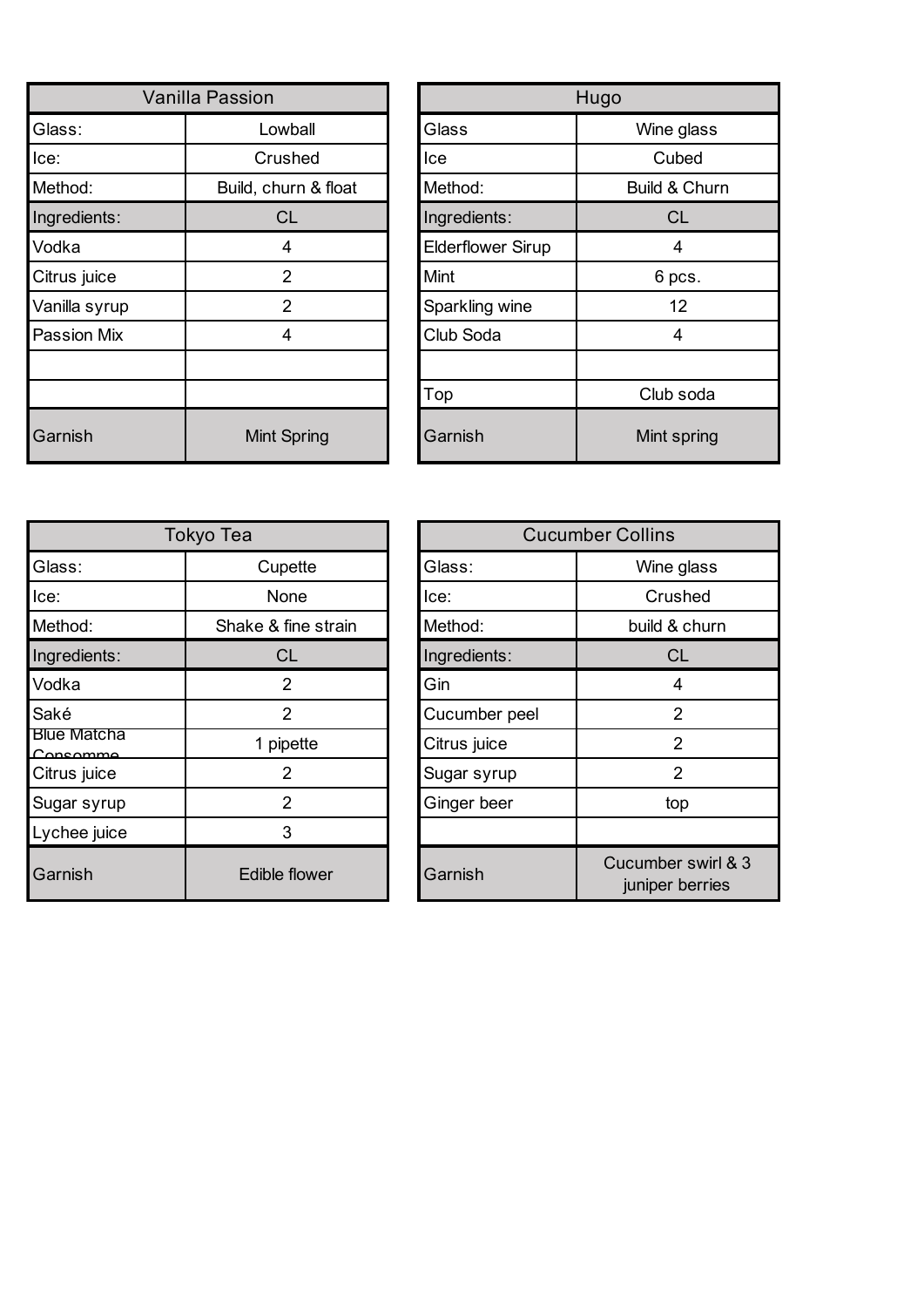| Vanilla Passion | |
|---|---|
| Glass: | Lowball |
| Ice: | Crushed |
| Method: | Build, churn & float |
| Ingredients: | CL |
| Vodka | 4 |
| Citrus juice | 2 |
| Vanilla syrup | 2 |
| Passion Mix | 4 |
| | |
| | |
| Garnish | Mint Spring |

| Hugo | |
|---|---|
| Glass | Wine glass |
| Ice | Cubed |
| Method: | Build & Churn |
| Ingredients: | CL |
| Elderflower Sirup | 4 |
| Mint | 6 pcs. |
| Sparkling wine | 12 |
| Club Soda | 4 |
| | |
| Top | Club soda |
| Garnish | Mint spring |

| Tokyo Tea | |
|---|---|
| Glass: | Cupette |
| Ice: | None |
| Method: | Shake & fine strain |
| Ingredients: | CL |
| Vodka | 2 |
| Saké | 2 |
| Blue Matcha Consomme | 1 pipette |
| Citrus juice | 2 |
| Sugar syrup | 2 |
| Lychee juice | 3 |
| Garnish | Edible flower |

| Cucumber Collins | |
|---|---|
| Glass: | Wine glass |
| Ice: | Crushed |
| Method: | build & churn |
| Ingredients: | CL |
| Gin | 4 |
| Cucumber peel | 2 |
| Citrus juice | 2 |
| Sugar syrup | 2 |
| Ginger beer | top |
| | |
| Garnish | Cucumber swirl & 3 juniper berries |